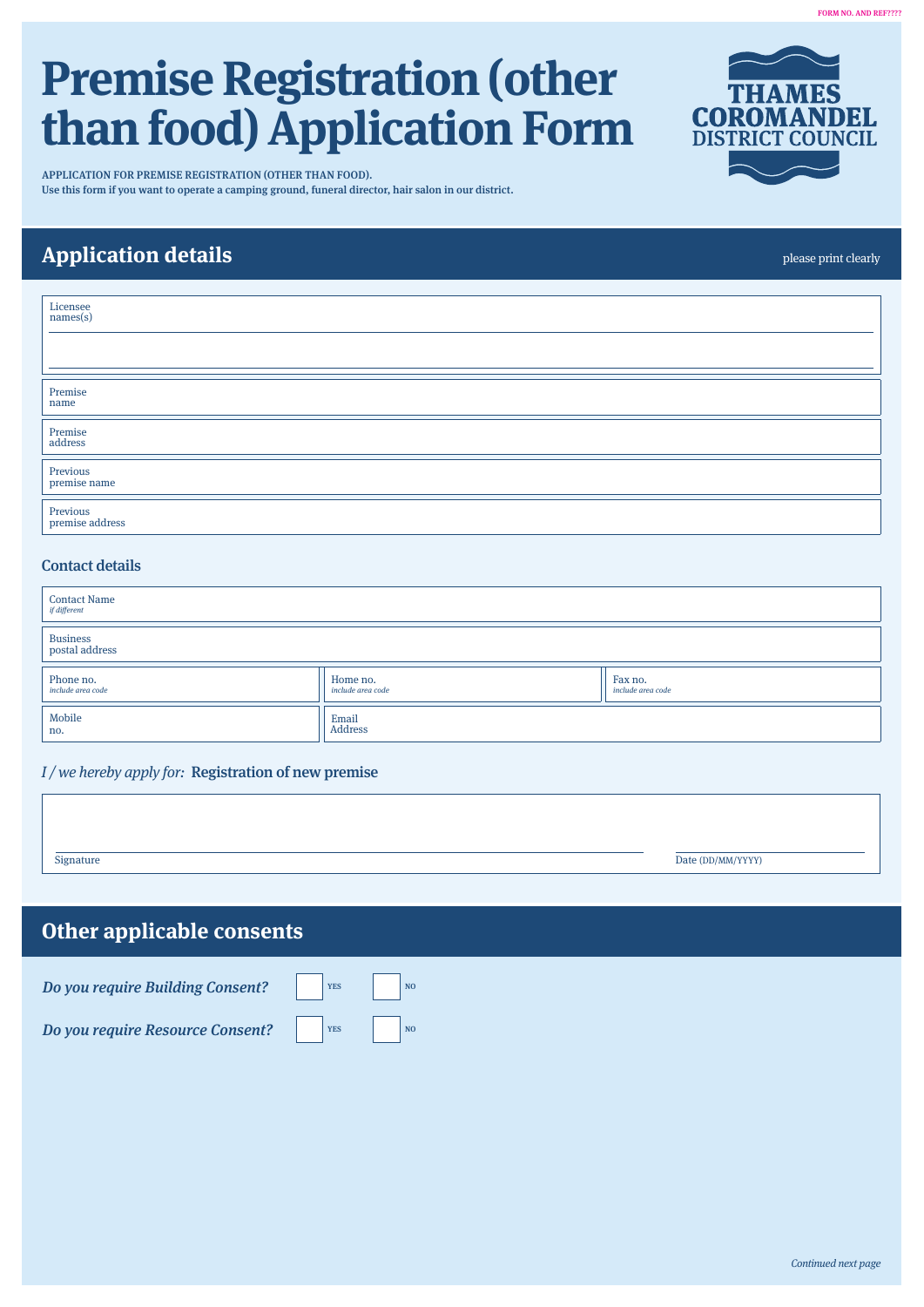FORM NO. AND REF????

# Premise Registration (other than food) Application Form

THAMES COROMANDEL DISTRICT COUNCIL

APPLICATION FOR PREMISE REGISTRATION (OTHER THAN FOOD).
Use this form if you want to operate a camping ground, funeral director, hair salon in our district.

## Application details

please print clearly

| | |
|---|---|
| Licensee names(s) | |
| Premise name | |
| Premise address | |
| Previous premise name | |
| Previous premise address | |

### Contact details

| | | |
|---|---|---|
| Contact Name *if different* | | |
| Business postal address | | |
| Phone no. *include area code* | Home no. *include area code* | Fax no. *include area code* |
| Mobile no. | Email Address | |

*I / we hereby apply for:* Registration of new premise

Signature ______________________ Date (DD/MM/YYYY) __________

## Other applicable consents

*Do you require Building Consent?* ☐ YES ☐ NO

*Do you require Resource Consent?* ☐ YES ☐ NO

*Continued next page*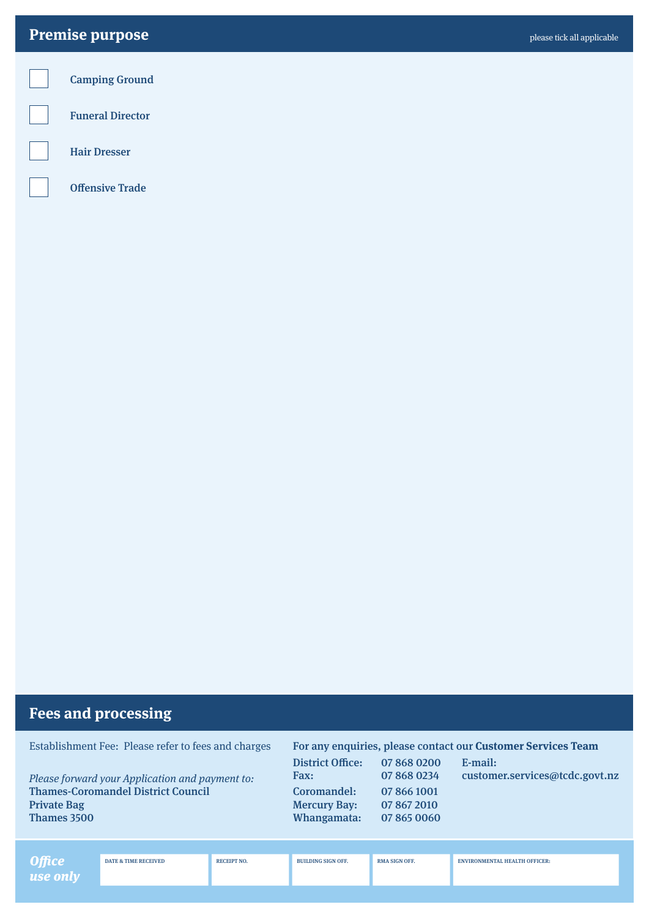## Premise purpose

please tick all applicable

- [ ] Camping Ground
- [ ] Funeral Director
- [ ] Hair Dresser
- [ ] Offensive Trade

## Fees and processing

Establishment Fee: Please refer to fees and charges

*Please forward your Application and payment to:*
**Thames-Coromandel District Council**
**Private Bag**
**Thames 3500**

**For any enquiries, please contact our Customer Services Team**

| | | |
|---|---|---|
| **District Office:** | **07 868 0200** | **E-mail:** |
| **Fax:** | **07 868 0234** | **customer.services@tcdc.govt.nz** |
| **Coromandel:** | **07 866 1001** | |
| **Mercury Bay:** | **07 867 2010** | |
| **Whangamata:** | **07 865 0060** | |

***Office use only***

| DATE & TIME RECEIVED | RECEIPT NO. | BUILDING SIGN OFF. | RMA SIGN OFF. | ENVIRONMENTAL HEALTH OFFICER: |
|---|---|---|---|---|
| | | | | |